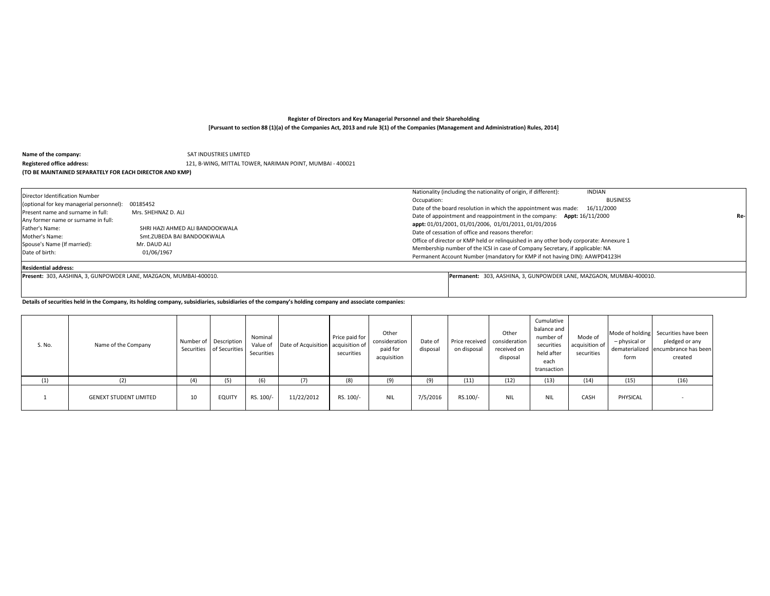**Register of Directors and Key Managerial Personnel and their Shareholding**

**[Pursuant to section 88 (1)(a) of the Companies Act, 2013 and rule 3(1) of the Companies (Management and Administration) Rules, 2014]**

**Name of the company:** SAT INDUSTRIES LIMITED

**Registered office address:** 121, B-WING, MITTAL TOWER, NARIMAN POINT, MUMBAI - 400021

**(TO BE MAINTAINED SEPARATELY FOR EACH DIRECTOR AND KMP)**

Director Identification Number (optional for key managerial personnel): 00185452

Present name and surname in full: Mrs. SHEHNAZ D. ALI

Any former name or surname in full:

Father's Name: SHRI HAZI AHMED ALI BANDOOKWALA

Mother's Name: Smt.ZUBEDA BAI BANDOOKWALA

Spouse's Name (If married): Mr. DAUD ALI

Date of birth: 01/06/1967

Nationality (including the nationality of origin, if different): INDIAN

Occupation: BUSINESS

Date of the board resolution in which the appointment was made: 16/11/2000

Date of appointment and reappointment in the company: **Appt:** 16/11/2000 **Re-appt:** 01/01/2001, 01/01/2006, 01/01/2011, 01/01/2016

Date of cessation of office and reasons therefor:

Office of director or KMP held or relinquished in any other body corporate: Annexure 1

Membership number of the ICSI in case of Company Secretary, if applicable: NA

Permanent Account Number (mandatory for KMP if not having DIN): AAWPD4123H

**Residential address:**

**Present:** 303, AASHINA, 3, GUNPOWDER LANE, MAZGAON, MUMBAI-400010.

**Permanent:** 303, AASHINA, 3, GUNPOWDER LANE, MAZGAON, MUMBAI-400010.

**Details of securities held in the Company, its holding company, subsidiaries, subsidiaries of the company's holding company and associate companies:**

| S. No. | Name of the Company | Number of Securities | Description of Securities | Nominal Value of Securities | Date of Acquisition | Price paid for acquisition of securities | Other consideration paid for acquisition | Date of disposal | Price received on disposal | Other consideration received on disposal | Cumulative balance and number of securities held after each transaction | Mode of acquisition of securities | Mode of holding – physical or dematerialized form | Securities have been pledged or any encumbrance has been created |
|---|---|---|---|---|---|---|---|---|---|---|---|---|---|---|
| (1) | (2) | (4) | (5) | (6) | (7) | (8) | (9) | (9) | (11) | (12) | (13) | (14) | (15) | (16) |
| 1 | GENEXT STUDENT LIMITED | 10 | EQUITY | RS. 100/- | 11/22/2012 | RS. 100/- | NIL | 7/5/2016 | RS.100/- | NIL | NIL | CASH | PHYSICAL | - |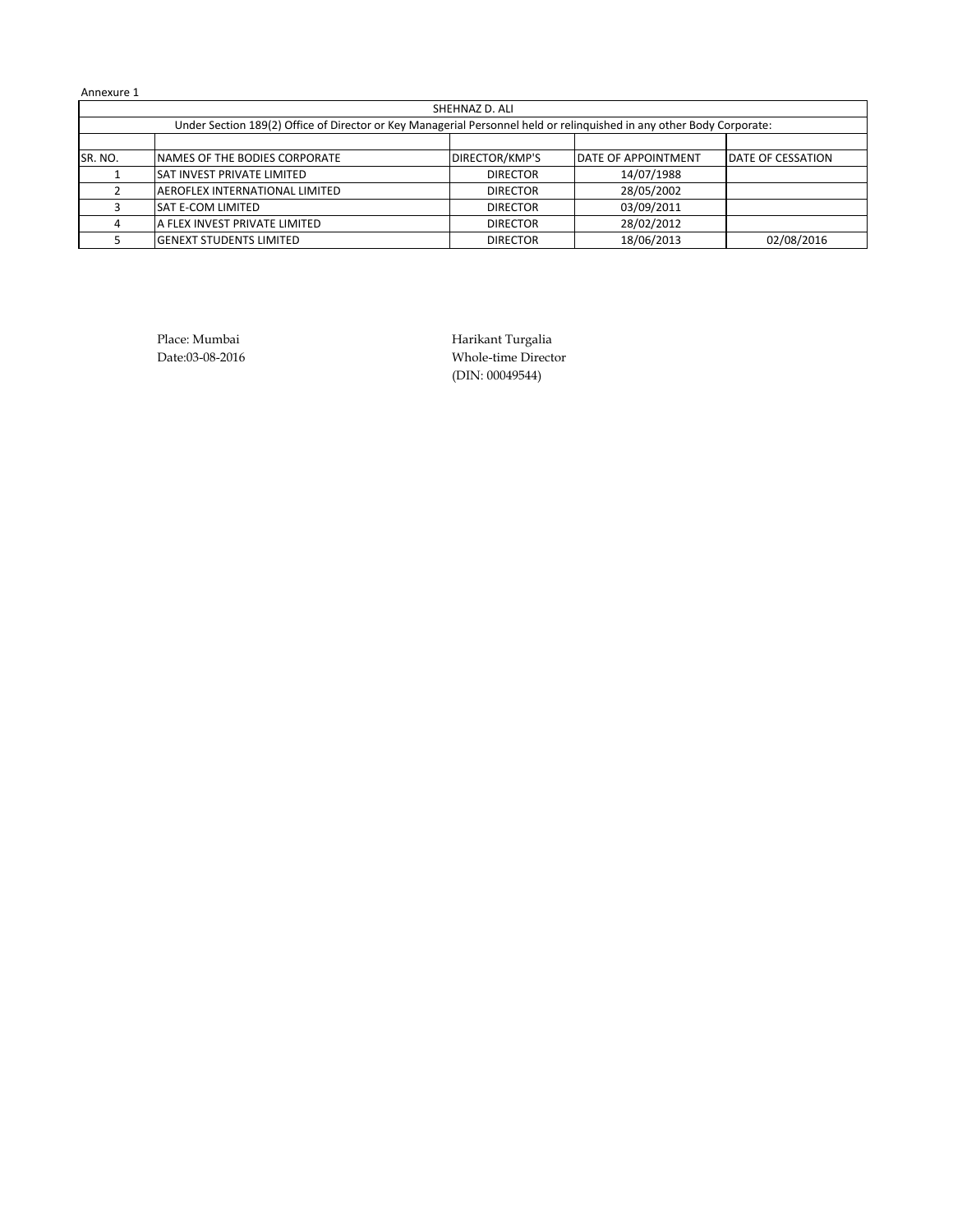Annexure 1

| SHEHNAZ D. ALI | | | | |
|---|---|---|---|---|
| Under Section 189(2) Office of Director or Key Managerial Personnel held or relinquished in any other Body Corporate: | | | | |
| | | | | |
| SR. NO. | NAMES OF THE BODIES CORPORATE | DIRECTOR/KMP'S | DATE OF APPOINTMENT | DATE OF CESSATION |
| 1 | SAT INVEST PRIVATE LIMITED | DIRECTOR | 14/07/1988 | |
| 2 | AEROFLEX INTERNATIONAL LIMITED | DIRECTOR | 28/05/2002 | |
| 3 | SAT E-COM LIMITED | DIRECTOR | 03/09/2011 | |
| 4 | A FLEX INVEST PRIVATE LIMITED | DIRECTOR | 28/02/2012 | |
| 5 | GENEXT STUDENTS LIMITED | DIRECTOR | 18/06/2013 | 02/08/2016 |

Place: Mumbai
Date:03-08-2016

Harikant Turgalia
Whole-time Director
(DIN: 00049544)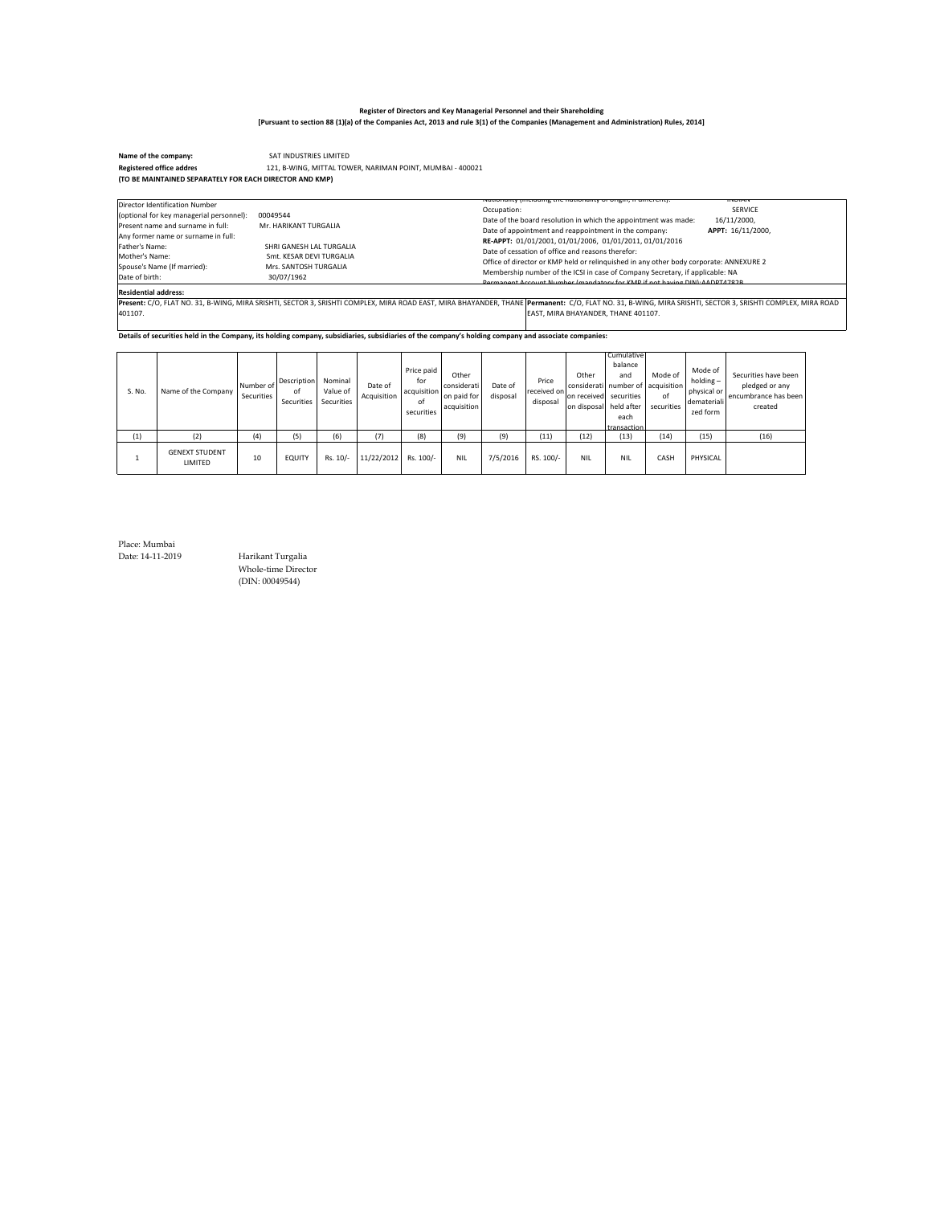**Register of Directors and Key Managerial Personnel and their Shareholding**

**[Pursuant to section 88 (1)(a) of the Companies Act, 2013 and rule 3(1) of the Companies (Management and Administration) Rules, 2014]**

**Name of the company:** SAT INDUSTRIES LIMITED

**Registered office addres** 121, B-WING, MITTAL TOWER, NARIMAN POINT, MUMBAI - 400021

**(TO BE MAINTAINED SEPARATELY FOR EACH DIRECTOR AND KMP)**

Director Identification Number (optional for key managerial personnel): 00049544

Present name and surname in full: Mr. HARIKANT TURGALIA

Any former name or surname in full:

Father's Name: SHRI GANESH LAL TURGALIA

Mother's Name: Smt. KESAR DEVI TURGALIA

Spouse's Name (If married): Mrs. SANTOSH TURGALIA

Date of birth: 30/07/1962

Nationality (including the nationality of origin, if different): INDIAN

Occupation: SERVICE

Date of the board resolution in which the appointment was made: 16/11/2000,

Date of appointment and reappointment in the company: **APPT:** 16/11/2000,

**RE-APPT:** 01/01/2001, 01/01/2006, 01/01/2011, 01/01/2016

Date of cessation of office and reasons therefor:

Office of director or KMP held or relinquished in any other body corporate: ANNEXURE 2

Membership number of the ICSI in case of Company Secretary, if applicable: NA

Permanent Account Number (mandatory for KMP if not having DIN): AADPT4782B

**Residential address:**

**Present:** C/O, FLAT NO. 31, B-WING, MIRA SRISHTI, SECTOR 3, SRISHTI COMPLEX, MIRA ROAD EAST, MIRA BHAYANDER, THANE 401107.

**Permanent:** C/O, FLAT NO. 31, B-WING, MIRA SRISHTI, SECTOR 3, SRISHTI COMPLEX, MIRA ROAD EAST, MIRA BHAYANDER, THANE 401107.

**Details of securities held in the Company, its holding company, subsidiaries, subsidiaries of the company's holding company and associate companies:**

| S. No. | Name of the Company | Number of Securities | Description of Securities | Nominal Value of Securities | Date of Acquisition | Price paid for acquisition of securities | Other considerati on paid for acquisition | Date of disposal | Price received on disposal | Other considerati on received on disposal | Cumulative balance and number of securities held after each transaction | Mode of acquisition of securities | Mode of holding – physical or demateriali zed form | Securities have been pledged or any encumbrance has been created |
|---|---|---|---|---|---|---|---|---|---|---|---|---|---|---|
| (1) | (2) | (4) | (5) | (6) | (7) | (8) | (9) | (9) | (11) | (12) | (13) | (14) | (15) | (16) |
| 1 | GENEXT STUDENT LIMITED | 10 | EQUITY | Rs. 10/- | 11/22/2012 | Rs. 100/- | NIL | 7/5/2016 | RS. 100/- | NIL | NIL | CASH | PHYSICAL | |

Place: Mumbai

Date: 14-11-2019

Harikant Turgalia
Whole-time Director
(DIN: 00049544)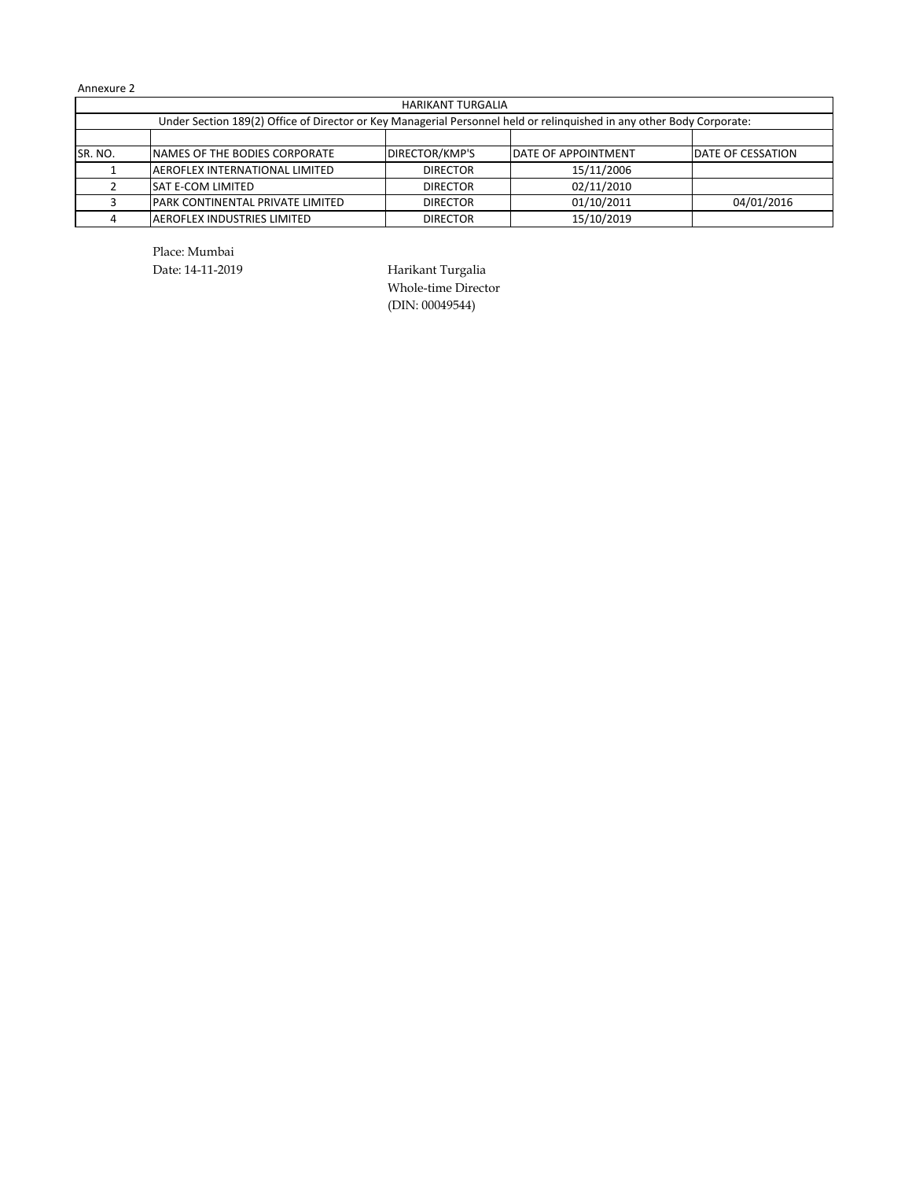Annexure 2

| HARIKANT TURGALIA | | | | |
|---|---|---|---|---|
| Under Section 189(2) Office of Director or Key Managerial Personnel held or relinquished in any other Body Corporate: | | | | |
| | | | | |
| SR. NO. | NAMES OF THE BODIES CORPORATE | DIRECTOR/KMP'S | DATE OF APPOINTMENT | DATE OF CESSATION |
| 1 | AEROFLEX INTERNATIONAL LIMITED | DIRECTOR | 15/11/2006 | |
| 2 | SAT E-COM LIMITED | DIRECTOR | 02/11/2010 | |
| 3 | PARK CONTINENTAL PRIVATE LIMITED | DIRECTOR | 01/10/2011 | 04/01/2016 |
| 4 | AEROFLEX INDUSTRIES LIMITED | DIRECTOR | 15/10/2019 | |

Place: Mumbai

Date: 14-11-2019

Harikant Turgalia
Whole-time Director
(DIN: 00049544)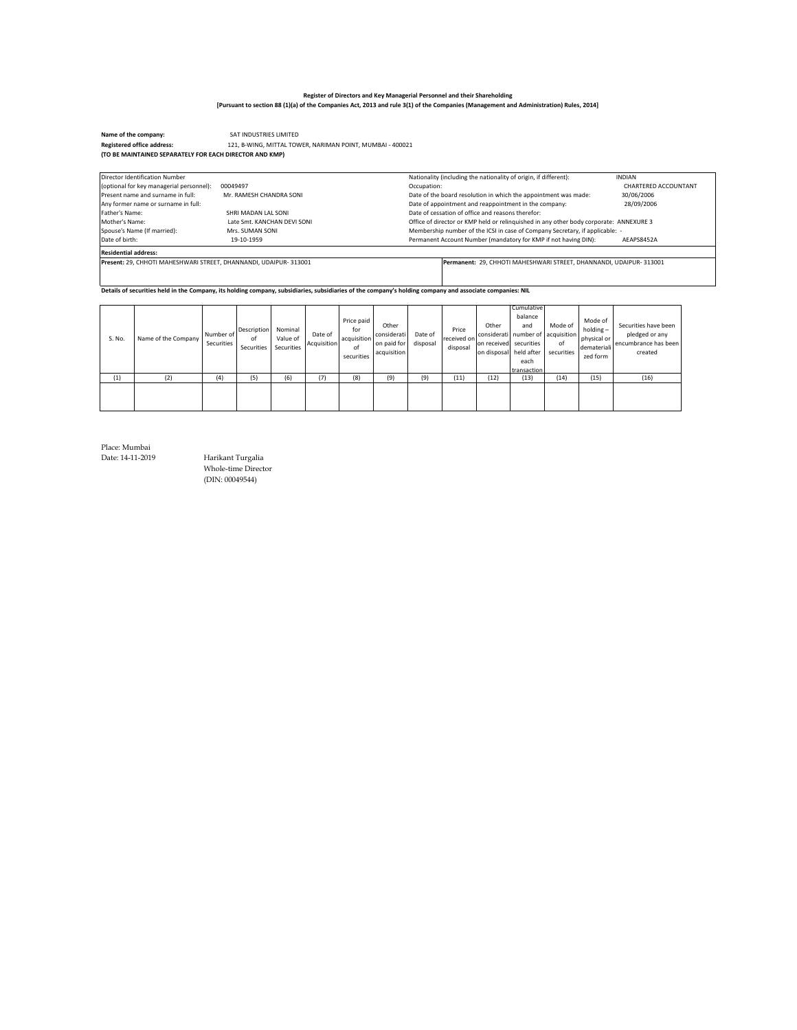**Register of Directors and Key Managerial Personnel and their Shareholding**
**[Pursuant to section 88 (1)(a) of the Companies Act, 2013 and rule 3(1) of the Companies (Management and Administration) Rules, 2014]**

**Name of the company:** SAT INDUSTRIES LIMITED
**Registered office address:** 121, B-WING, MITTAL TOWER, NARIMAN POINT, MUMBAI - 400021
**(TO BE MAINTAINED SEPARATELY FOR EACH DIRECTOR AND KMP)**

| | | | |
|---|---|---|---|
| Director Identification Number (optional for key managerial personnel): | 00049497 | Nationality (including the nationality of origin, if different): | INDIAN |
| Present name and surname in full: | Mr. RAMESH CHANDRA SONI | Occupation: | CHARTERED ACCOUNTANT |
| Any former name or surname in full: | | Date of the board resolution in which the appointment was made: | 30/06/2006 |
| Father's Name: | SHRI MADAN LAL SONI | Date of appointment and reappointment in the company: | 28/09/2006 |
| Mother's Name: | Late Smt. KANCHAN DEVI SONI | Date of cessation of office and reasons therefor: | |
| Spouse's Name (If married): | Mrs. SUMAN SONI | Office of director or KMP held or relinquished in any other body corporate: | ANNEXURE 3 |
| Date of birth: | 19-10-1959 | Membership number of the ICSI in case of Company Secretary, if applicable: | - |
| | | Permanent Account Number (mandatory for KMP if not having DIN): | AEAPS8452A |

**Residential address:**

**Present:** 29, CHHOTI MAHESHWARI STREET, DHANNANDI, UDAIPUR- 313001

**Permanent:** 29, CHHOTI MAHESHWARI STREET, DHANNANDI, UDAIPUR- 313001

**Details of securities held in the Company, its holding company, subsidiaries, subsidiaries of the company's holding company and associate companies: NIL**

| S. No. | Name of the Company | Number of Securities | Description of Securities | Nominal Value of Securities | Date of Acquisition | Price paid for acquisition of securities | Other consideration paid for acquisition | Date of disposal | Price received on disposal | Other consideration received on disposal | Cumulative balance and number of securities held after each transaction | Mode of acquisition of securities | Mode of holding – physical or dematerialized form | Securities have been pledged or any encumbrance has been created |
|---|---|---|---|---|---|---|---|---|---|---|---|---|---|---|
| (1) | (2) | (4) | (5) | (6) | (7) | (8) | (9) | (9) | (11) | (12) | (13) | (14) | (15) | (16) |
| | | | | | | | | | | | | | | |

Place: Mumbai
Date: 14-11-2019

Harikant Turgalia
Whole-time Director
(DIN: 00049544)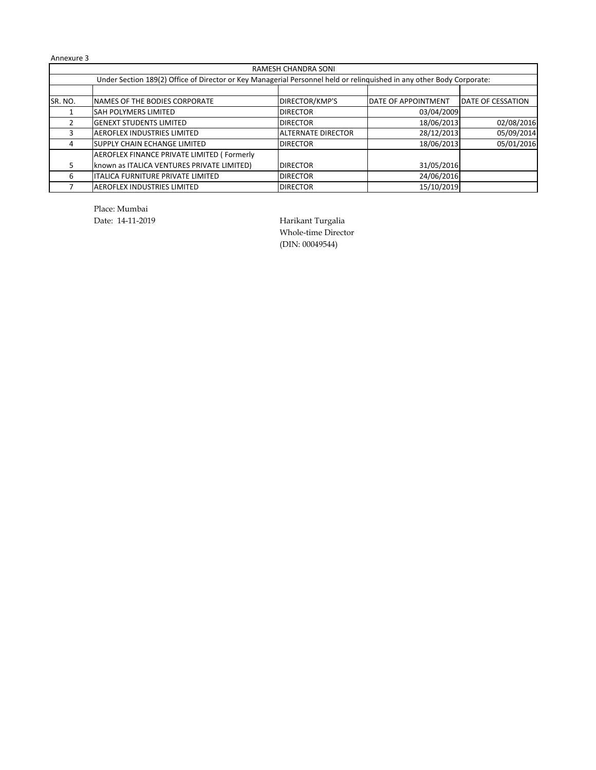Annexure 3

| RAMESH CHANDRA SONI | | | | |
|---|---|---|---|---|
| Under Section 189(2) Office of Director or Key Managerial Personnel held or relinquished in any other Body Corporate: | | | | |
| | | | | |
| SR. NO. | NAMES OF THE BODIES CORPORATE | DIRECTOR/KMP'S | DATE OF APPOINTMENT | DATE OF CESSATION |
| 1 | SAH POLYMERS LIMITED | DIRECTOR | 03/04/2009 | |
| 2 | GENEXT STUDENTS LIMITED | DIRECTOR | 18/06/2013 | 02/08/2016 |
| 3 | AEROFLEX INDUSTRIES LIMITED | ALTERNATE DIRECTOR | 28/12/2013 | 05/09/2014 |
| 4 | SUPPLY CHAIN ECHANGE LIMITED | DIRECTOR | 18/06/2013 | 05/01/2016 |
| 5 | AEROFLEX FINANCE PRIVATE LIMITED ( Formerly known as ITALICA VENTURES PRIVATE LIMITED) | DIRECTOR | 31/05/2016 | |
| 6 | ITALICA FURNITURE PRIVATE LIMITED | DIRECTOR | 24/06/2016 | |
| 7 | AEROFLEX INDUSTRIES LIMITED | DIRECTOR | 15/10/2019 | |

Place: Mumbai
Date: 14-11-2019

Harikant Turgalia
Whole-time Director
(DIN: 00049544)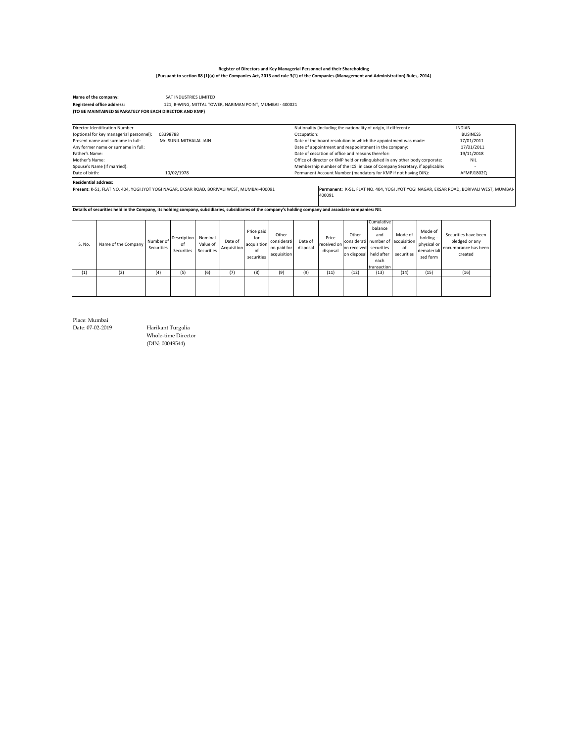**Register of Directors and Key Managerial Personnel and their Shareholding**
**[Pursuant to section 88 (1)(a) of the Companies Act, 2013 and rule 3(1) of the Companies (Management and Administration) Rules, 2014]**

**Name of the company:** SAT INDUSTRIES LIMITED
**Registered office address:** 121, B-WING, MITTAL TOWER, NARIMAN POINT, MUMBAI - 400021
**(TO BE MAINTAINED SEPARATELY FOR EACH DIRECTOR AND KMP)**

| | | | |
|---|---|---|---|
| Director Identification Number (optional for key managerial personnel): | 03398788 | Nationality (including the nationality of origin, if different): | INDIAN |
| | | Occupation: | BUSINESS |
| Present name and surname in full: | Mr. SUNIL MITHALAL JAIN | Date of the board resolution in which the appointment was made: | 17/01/2011 |
| Any former name or surname in full: | | Date of appointment and reappointment in the company: | 17/01/2011 |
| Father's Name: | | Date of cessation of office and reasons therefor: | 19/11/2018 |
| Mother's Name: | | Office of director or KMP held or relinquished in any other body corporate: | NIL |
| Spouse's Name (If married): | | Membership number of the ICSI in case of Company Secretary, if applicable: | - |
| Date of birth: | 10/02/1978 | Permanent Account Number (mandatory for KMP if not having DIN): | AFMPJ1802Q |

**Residential address:**

**Present:** K-51, FLAT NO. 404, YOGI JYOT YOGI NAGAR, EKSAR ROAD, BORIVALI WEST, MUMBAI-400091

**Permanent:** K-51, FLAT NO. 404, YOGI JYOT YOGI NAGAR, EKSAR ROAD, BORIVALI WEST, MUMBAI-400091

**Details of securities held in the Company, its holding company, subsidiaries, subsidiaries of the company's holding company and associate companies: NIL**

| S. No. | Name of the Company | Number of Securities | Description of Securities | Nominal Value of Securities | Date of Acquisition | Price paid for acquisition of securities | Other consideration paid for acquisition | Date of disposal | Price received on disposal | Other consideration received on disposal | Cumulative balance and number of securities held after each transaction | Mode of acquisition of securities | Mode of holding – physical or dematerialized form | Securities have been pledged or any encumbrance has been created |
|---|---|---|---|---|---|---|---|---|---|---|---|---|---|---|
| (1) | (2) | (4) | (5) | (6) | (7) | (8) | (9) | (9) | (11) | (12) | (13) | (14) | (15) | (16) |
| | | | | | | | | | | | | | | |

Place: Mumbai
Date: 07-02-2019

Harikant Turgalia
Whole-time Director
(DIN: 00049544)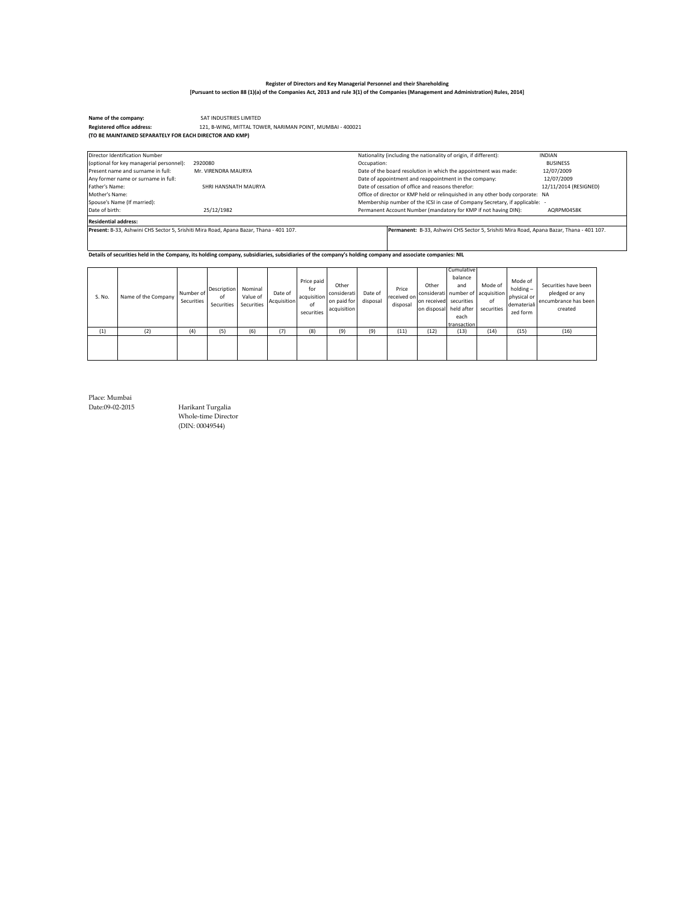**Register of Directors and Key Managerial Personnel and their Shareholding**
**[Pursuant to section 88 (1)(a) of the Companies Act, 2013 and rule 3(1) of the Companies (Management and Administration) Rules, 2014]**

**Name of the company:** SAT INDUSTRIES LIMITED
**Registered office address:** 121, B-WING, MITTAL TOWER, NARIMAN POINT, MUMBAI - 400021
**(TO BE MAINTAINED SEPARATELY FOR EACH DIRECTOR AND KMP)**

| | | | |
|---|---|---|---|
| Director Identification Number (optional for key managerial personnel): | 2920080 | Nationality (including the nationality of origin, if different): | INDIAN |
| Present name and surname in full: | Mr. VIRENDRA MAURYA | Occupation: | BUSINESS |
| Any former name or surname in full: | | Date of the board resolution in which the appointment was made: | 12/07/2009 |
| Father's Name: | SHRI HANSNATH MAURYA | Date of appointment and reappointment in the company: | 12/07/2009 |
| Mother's Name: | | Date of cessation of office and reasons therefor: | 12/11/2014 (RESIGNED) |
| Spouse's Name (If married): | | Office of director or KMP held or relinquished in any other body corporate: | NA |
| Date of birth: | 25/12/1982 | Membership number of the ICSI in case of Company Secretary, if applicable: | - |
| | | Permanent Account Number (mandatory for KMP if not having DIN): | AQRPM0458K |

**Residential address:**

**Present:** B-33, Ashwini CHS Sector 5, Srishiti Mira Road, Apana Bazar, Thana - 401 107.

**Permanent:** B-33, Ashwini CHS Sector 5, Srishiti Mira Road, Apana Bazar, Thana - 401 107.

**Details of securities held in the Company, its holding company, subsidiaries, subsidiaries of the company's holding company and associate companies: NIL**

| S. No. | Name of the Company | Number of Securities | Description of Securities | Nominal Value of Securities | Date of Acquisition | Price paid for acquisition of securities | Other consideration paid for acquisition | Date of disposal | Price received on disposal | Other consideration received on disposal | Cumulative balance and number of securities held after each transaction | Mode of acquisition of securities | Mode of holding – physical or dematerialized form | Securities have been pledged or any encumbrance has been created |
|---|---|---|---|---|---|---|---|---|---|---|---|---|---|---|
| (1) | (2) | (4) | (5) | (6) | (7) | (8) | (9) | (9) | (11) | (12) | (13) | (14) | (15) | (16) |
| | | | | | | | | | | | | | | |

Place: Mumbai
Date:09-02-2015

Harikant Turgalia
Whole-time Director
(DIN: 00049544)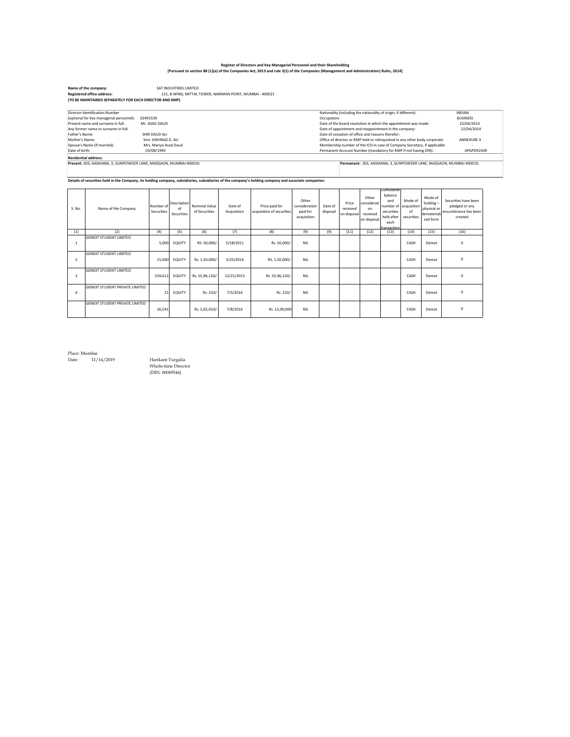**Register of Directors and Key Managerial Personnel and their Shareholding**
**[Pursuant to section 88 (1)(a) of the Companies Act, 2013 and rule 3(1) of the Companies (Management and Administration) Rules, 2014]**

**Name of the company:** SAT INDUSTRIES LIMITED
**Registered office address:** 121, B-WING, MITTAL TOWER, NARIMAN POINT, MUMBAI - 400021
**(TO BE MAINTAINED SEPARATELY FOR EACH DIRECTOR AND KMP)**

| | | | |
|---|---|---|---|
| Director Identification Number (optional for key managerial personnel): | 02491539 | Nationality (including the nationality of origin, if different): | INDIAN |
| Present name and surname in full: | Mr. ASAD DAUD | Occupation: | BUSINESS |
| Any former name or surname in full: | | Date of the board resolution in which the appointment was made: | 22/04/2014 |
| Father's Name: | SHRI DAUD ALI | Date of appointment and reappointment in the company: | 22/04/2014 |
| Mother's Name: | Smt. SHEHNAZ D. ALI | Date of cessation of office and reasons therefor: | |
| Spouse's Name (If married): | Mrs. Mariya Asad Daud | Office of director or KMP held or relinquished in any other body corporate: | ANNEXURE 4 |
| Date of birth: | 03/08/1990 | Membership number of the ICSI in case of Company Secretary, if applicable: | - |
| | | Permanent Account Number (mandatory for KMP if not having DIN): | APGPD9243R |

**Residential address:**

**Present:** 303, AASHIANA, 3, GUNPOWDER LANE, MAZGAON, MUMBAI-400010.

**Permanent:** 303, AASHIANA, 3, GUNPOWDER LANE, MAZGAON, MUMBAI-400010.

**Details of securities held in the Company, its holding company, subsidiaries, subsidiaries of the company's holding company and associate companies:**

| S. No. | Name of the Company | Number of Securities | Description of Securities | Nominal Value of Securities | Date of Acquisition | Price paid for acquisition of securities | Other consideration paid for acquisition | Date of disposal | Price received on disposal | Other consideration received on disposal | Cumulative balance and number of securities held after each transaction | Mode of acquisition of securities | Mode of holding – physical or dematerialized form | Securities have been pledged or any encumbrance has been created |
|---|---|---|---|---|---|---|---|---|---|---|---|---|---|---|
| (1) | (2) | (4) | (5) | (6) | (7) | (8) | (9) | (9) | (11) | (12) | (13) | (14) | (15) | (16) |
| 1 | GENEXT STUDENT LIMITED | 5,000 | EQUITY | RS. 50,000/- | 5/18/2011 | Rs. 50,000/- | NIL | | | | | CASH | Demat | 0 |
| 2 | GENEXT STUDENT LIMITED | 15,000 | EQUITY | Rs. 1,50,000/- | 3/25/2014 | RS. 1,50,000/- | NIL | | | | | CASH | Demat | 0 |
| 3 | GENEXT STUDENT LIMITED | 559,612 | EQUITY | Rs. 55,96,120/- | 12/21/2015 | Rs. 55,96,120/- | NIL | | | | | CASH | Demat | 0 |
| 4 | GENEXT STUDENT PRIVATE LIMITED | 21 | EQUITY | Rs. 210/- | 7/5/2016 | Rs. 210/- | NIL | | | | | CASH | Demat | 0 |
| | GENEXT STUDENT PRIVATE LIMITED | 26,541 | | Rs. 2,65,410/- | 7/8/2016 | Rs. 13,00,000 | NIL | | | | | CASH | Demat | 0 |

Place: Mumbai
Date: 11/14/2019

Harikant Turgalia
Whole-time Director
(DIN: 00049544)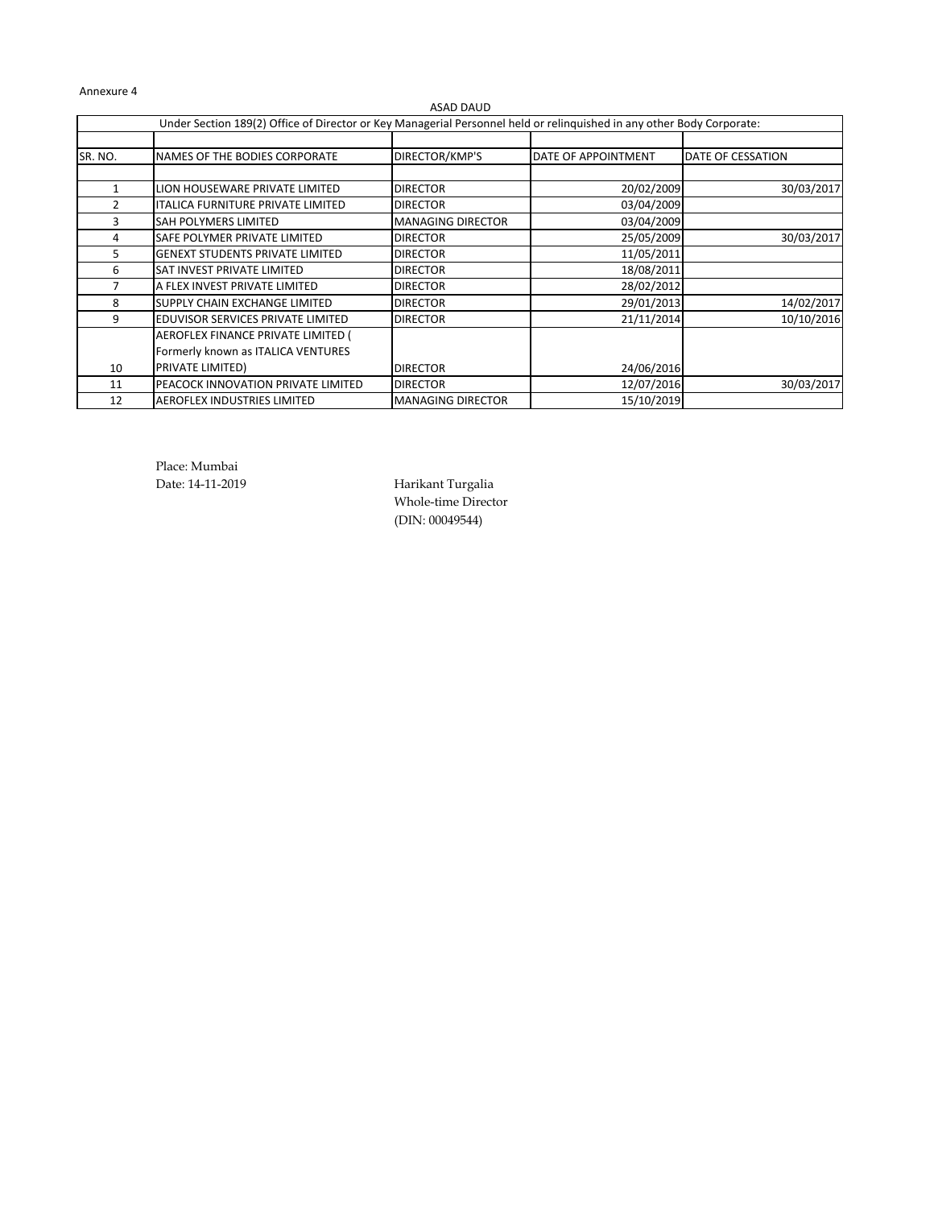Annexure 4

ASAD DAUD

Under Section 189(2) Office of Director or Key Managerial Personnel held or relinquished in any other Body Corporate:

| SR. NO. | NAMES OF THE BODIES CORPORATE | DIRECTOR/KMP'S | DATE OF APPOINTMENT | DATE OF CESSATION |
|---|---|---|---|---|
| 1 | LION HOUSEWARE PRIVATE LIMITED | DIRECTOR | 20/02/2009 | 30/03/2017 |
| 2 | ITALICA FURNITURE PRIVATE LIMITED | DIRECTOR | 03/04/2009 | |
| 3 | SAH POLYMERS LIMITED | MANAGING DIRECTOR | 03/04/2009 | |
| 4 | SAFE POLYMER PRIVATE LIMITED | DIRECTOR | 25/05/2009 | 30/03/2017 |
| 5 | GENEXT STUDENTS PRIVATE LIMITED | DIRECTOR | 11/05/2011 | |
| 6 | SAT INVEST PRIVATE LIMITED | DIRECTOR | 18/08/2011 | |
| 7 | A FLEX INVEST PRIVATE LIMITED | DIRECTOR | 28/02/2012 | |
| 8 | SUPPLY CHAIN EXCHANGE LIMITED | DIRECTOR | 29/01/2013 | 14/02/2017 |
| 9 | EDUVISOR SERVICES PRIVATE LIMITED | DIRECTOR | 21/11/2014 | 10/10/2016 |
| 10 | AEROFLEX FINANCE PRIVATE LIMITED ( Formerly known as ITALICA VENTURES PRIVATE LIMITED) | DIRECTOR | 24/06/2016 | |
| 11 | PEACOCK INNOVATION PRIVATE LIMITED | DIRECTOR | 12/07/2016 | 30/03/2017 |
| 12 | AEROFLEX INDUSTRIES LIMITED | MANAGING DIRECTOR | 15/10/2019 | |

Place: Mumbai
Date: 14-11-2019

Harikant Turgalia
Whole-time Director
(DIN: 00049544)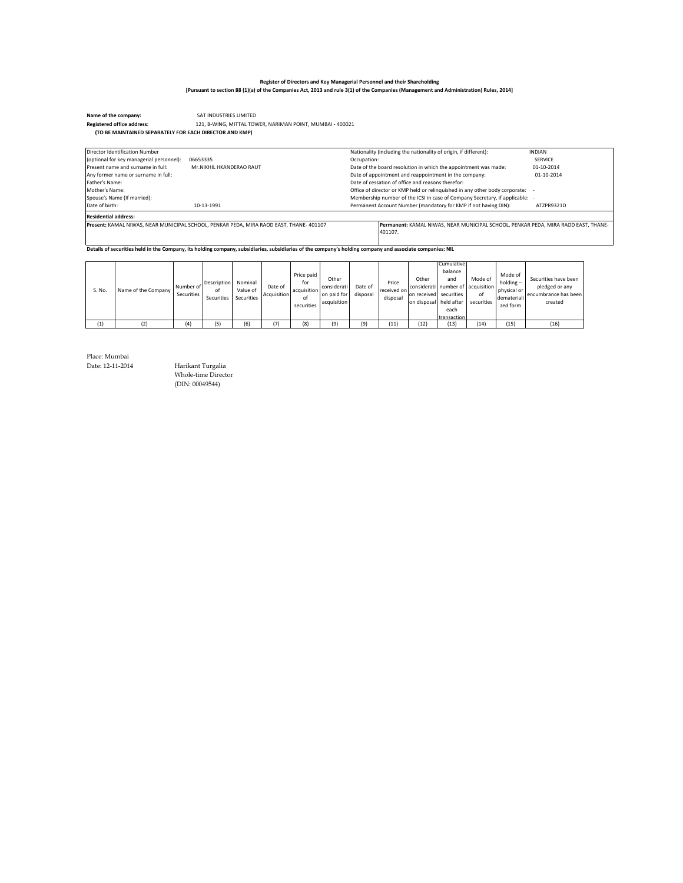**Register of Directors and Key Managerial Personnel and their Shareholding**

**[Pursuant to section 88 (1)(a) of the Companies Act, 2013 and rule 3(1) of the Companies (Management and Administration) Rules, 2014]**

**Name of the company:** SAT INDUSTRIES LIMITED

**Registered office address:** 121, B-WING, MITTAL TOWER, NARIMAN POINT, MUMBAI - 400021

**(TO BE MAINTAINED SEPARATELY FOR EACH DIRECTOR AND KMP)**

| | | | |
|---|---|---|---|
| Director Identification Number (optional for key managerial personnel): | 06653335 | Nationality (including the nationality of origin, if different): | INDIAN |
| Present name and surname in full: | Mr.NIKHIL HKANDERAO RAUT | Occupation: | SERVICE |
| Any former name or surname in full: | | Date of the board resolution in which the appointment was made: | 01-10-2014 |
| Father's Name: | | Date of appointment and reappointment in the company: | 01-10-2014 |
| Mother's Name: | | Date of cessation of office and reasons therefor: | |
| Spouse's Name (If married): | | Office of director or KMP held or relinquished in any other body corporate: | - |
| Date of birth: | 10-13-1991 | Membership number of the ICSI in case of Company Secretary, if applicable: | - |
| | | Permanent Account Number (mandatory for KMP if not having DIN): | ATZPR9321D |

**Residential address:**

**Present:** KAMAL NIWAS, NEAR MUNICIPAL SCHOOL, PENKAR PEDA, MIRA RAOD EAST, THANE- 401107

**Permanent:** KAMAL NIWAS, NEAR MUNICIPAL SCHOOL, PENKAR PEDA, MIRA RAOD EAST, THANE- 401107.

**Details of securities held in the Company, its holding company, subsidiaries, subsidiaries of the company's holding company and associate companies: NIL**

| S. No. | Name of the Company | Number of Securities | Description of Securities | Nominal Value of Securities | Date of Acquisition | Price paid for acquisition of securities | Other consideration paid for acquisition | Date of disposal | Price received on disposal | Other consideration received on disposal | Cumulative balance and number of securities held after each transaction | Mode of acquisition of securities | Mode of holding – physical or dematerialized form | Securities have been pledged or any encumbrance has been created |
|---|---|---|---|---|---|---|---|---|---|---|---|---|---|---|
| (1) | (2) | (4) | (5) | (6) | (7) | (8) | (9) | (9) | (11) | (12) | (13) | (14) | (15) | (16) |

Place: Mumbai
Date: 12-11-2014

Harikant Turgalia
Whole-time Director
(DIN: 00049544)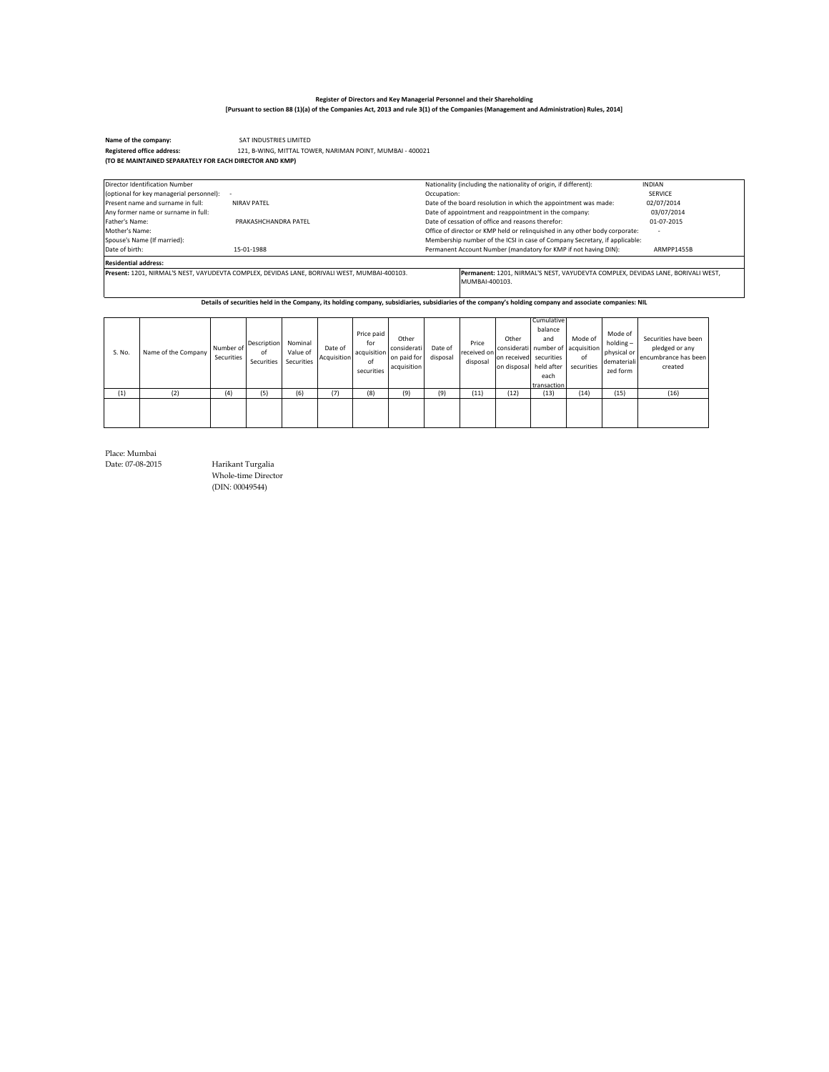**Register of Directors and Key Managerial Personnel and their Shareholding**
**[Pursuant to section 88 (1)(a) of the Companies Act, 2013 and rule 3(1) of the Companies (Management and Administration) Rules, 2014]**

**Name of the company:** SAT INDUSTRIES LIMITED
**Registered office address:** 121, B-WING, MITTAL TOWER, NARIMAN POINT, MUMBAI - 400021
**(TO BE MAINTAINED SEPARATELY FOR EACH DIRECTOR AND KMP)**

| | | | |
|---|---|---|---|
| Director Identification Number (optional for key managerial personnel): | - | Nationality (including the nationality of origin, if different): | INDIAN |
| | | Occupation: | SERVICE |
| Present name and surname in full: | NIRAV PATEL | Date of the board resolution in which the appointment was made: | 02/07/2014 |
| Any former name or surname in full: | | Date of appointment and reappointment in the company: | 03/07/2014 |
| Father's Name: | PRAKASHCHANDRA PATEL | Date of cessation of office and reasons therefor: | 01-07-2015 |
| Mother's Name: | | Office of director or KMP held or relinquished in any other body corporate: | - |
| Spouse's Name (If married): | | Membership number of the ICSI in case of Company Secretary, if applicable: | |
| Date of birth: | 15-01-1988 | Permanent Account Number (mandatory for KMP if not having DIN): | ARMPP1455B |

**Residential address:**

**Present:** 1201, NIRMAL'S NEST, VAYUDEVTA COMPLEX, DEVIDAS LANE, BORIVALI WEST, MUMBAI-400103.

**Permanent:** 1201, NIRMAL'S NEST, VAYUDEVTA COMPLEX, DEVIDAS LANE, BORIVALI WEST, MUMBAI-400103.

**Details of securities held in the Company, its holding company, subsidiaries, subsidiaries of the company's holding company and associate companies: NIL**

| S. No. | Name of the Company | Number of Securities | Description of Securities | Nominal Value of Securities | Date of Acquisition | Price paid for acquisition of securities | Other consideration paid for acquisition | Date of disposal | Price received on disposal | Other consideration received on disposal | Cumulative balance and number of securities held after each transaction | Mode of acquisition of securities | Mode of holding – physical or dematerialized form | Securities have been pledged or any encumbrance has been created |
|---|---|---|---|---|---|---|---|---|---|---|---|---|---|---|
| (1) | (2) | (4) | (5) | (6) | (7) | (8) | (9) | (9) | (11) | (12) | (13) | (14) | (15) | (16) |
| | | | | | | | | | | | | | | |

Place: Mumbai
Date: 07-08-2015

Harikant Turgalia
Whole-time Director
(DIN: 00049544)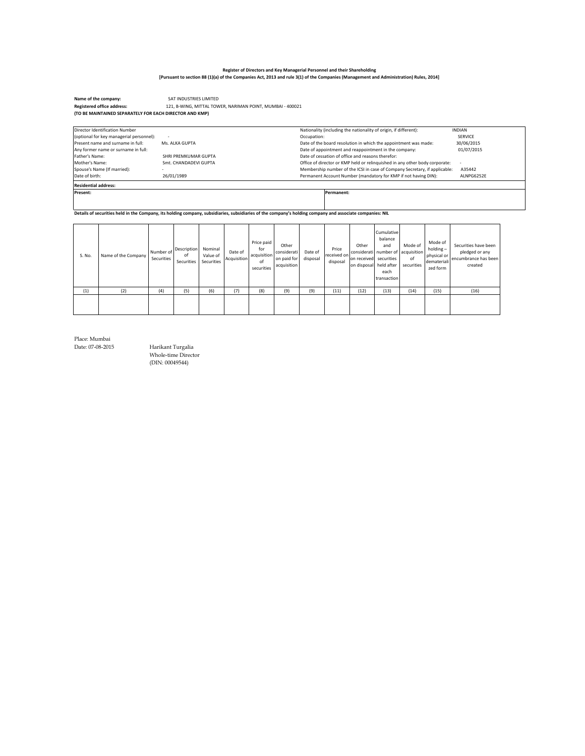**Register of Directors and Key Managerial Personnel and their Shareholding**

**[Pursuant to section 88 (1)(a) of the Companies Act, 2013 and rule 3(1) of the Companies (Management and Administration) Rules, 2014]**

**Name of the company:** SAT INDUSTRIES LIMITED

**Registered office address:** 121, B-WING, MITTAL TOWER, NARIMAN POINT, MUMBAI - 400021

**(TO BE MAINTAINED SEPARATELY FOR EACH DIRECTOR AND KMP)**

| | | | |
|---|---|---|---|
| Director Identification Number (optional for key managerial personnel): | - | Nationality (including the nationality of origin, if different): | INDIAN |
| Present name and surname in full: | Ms. ALKA GUPTA | Occupation: | SERVICE |
| Any former name or surname in full: | | Date of the board resolution in which the appointment was made: | 30/06/2015 |
| Father's Name: | SHRI PREMKUMAR GUPTA | Date of appointment and reappointment in the company: | 01/07/2015 |
| Mother's Name: | Smt. CHANDADEVI GUPTA | Date of cessation of office and reasons therefor: | |
| Spouse's Name (If married): | - | Office of director or KMP held or relinquished in any other body corporate: | - |
| Date of birth: | 26/01/1989 | Membership number of the ICSI in case of Company Secretary, if applicable: | A35442 |
| | | Permanent Account Number (mandatory for KMP if not having DIN): | ALNPG6252E |

**Residential address:**

| Present: | Permanent: |
|---|---|
| | |

**Details of securities held in the Company, its holding company, subsidiaries, subsidiaries of the company's holding company and associate companies: NIL**

| S. No. | Name of the Company | Number of Securities | Description of Securities | Nominal Value of Securities | Date of Acquisition | Price paid for acquisition of securities | Other consideration paid for acquisition | Date of disposal | Price received on disposal | Other consideration received on disposal | Cumulative balance and number of securities held after each transaction | Mode of acquisition of securities | Mode of holding – physical or dematerialized form | Securities have been pledged or any encumbrance has been created |
|---|---|---|---|---|---|---|---|---|---|---|---|---|---|---|
| (1) | (2) | (4) | (5) | (6) | (7) | (8) | (9) | (9) | (11) | (12) | (13) | (14) | (15) | (16) |
| | | | | | | | | | | | | | | |

Place: Mumbai

Date: 07-08-2015

Harikant Turgalia
Whole-time Director
(DIN: 00049544)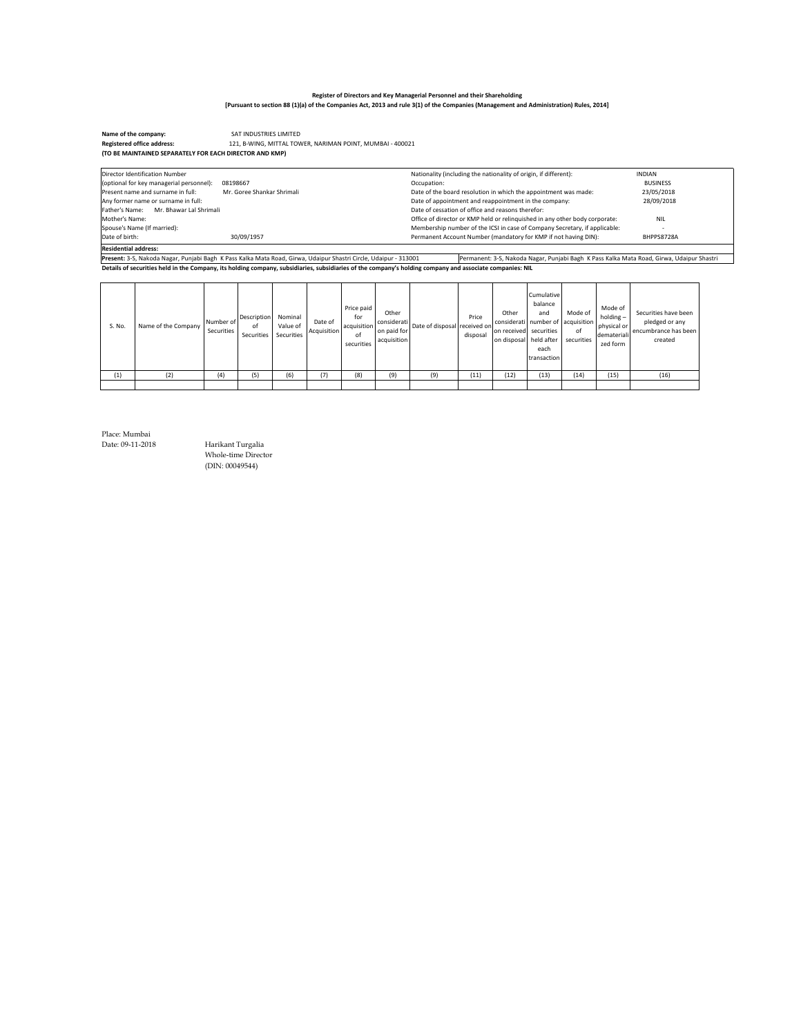**Register of Directors and Key Managerial Personnel and their Shareholding**
**[Pursuant to section 88 (1)(a) of the Companies Act, 2013 and rule 3(1) of the Companies (Management and Administration) Rules, 2014]**

**Name of the company:** SAT INDUSTRIES LIMITED
**Registered office address:** 121, B-WING, MITTAL TOWER, NARIMAN POINT, MUMBAI - 400021
**(TO BE MAINTAINED SEPARATELY FOR EACH DIRECTOR AND KMP)**

| | | | |
|---|---|---|---|
| Director Identification Number (optional for key managerial personnel): | 08198667 | Nationality (including the nationality of origin, if different): | INDIAN |
| Present name and surname in full: | Mr. Goree Shankar Shrimali | Occupation: | BUSINESS |
| Any former name or surname in full: | | Date of the board resolution in which the appointment was made: | 23/05/2018 |
| Father's Name: | Mr. Bhawar Lal Shrimali | Date of appointment and reappointment in the company: | 28/09/2018 |
| Mother's Name: | | Date of cessation of office and reasons therefor: | |
| Spouse's Name (If married): | | Office of director or KMP held or relinquished in any other body corporate: | NIL |
| Date of birth: | 30/09/1957 | Membership number of the ICSI in case of Company Secretary, if applicable: | - |
| | | Permanent Account Number (mandatory for KMP if not having DIN): | BHPPS8728A |

**Residential address:**

**Present:** 3-S, Nakoda Nagar, Punjabi Bagh K Pass Kalka Mata Road, Girwa, Udaipur Shastri Circle, Udaipur - 313001

Permanent: 3-S, Nakoda Nagar, Punjabi Bagh K Pass Kalka Mata Road, Girwa, Udaipur Shastri

**Details of securities held in the Company, its holding company, subsidiaries, subsidiaries of the company's holding company and associate companies: NIL**

| S. No. | Name of the Company | Number of Securities | Description of Securities | Nominal Value of Securities | Date of Acquisition | Price paid for acquisition of securities | Other consideration paid for acquisition | Date of disposal | Price received on disposal | Other consideration received on disposal | Cumulative balance and number of securities held after each transaction | Mode of acquisition of securities | Mode of holding – physical or dematerialized form | Securities have been pledged or any encumbrance has been created |
|---|---|---|---|---|---|---|---|---|---|---|---|---|---|---|
| (1) | (2) | (4) | (5) | (6) | (7) | (8) | (9) | (9) | (11) | (12) | (13) | (14) | (15) | (16) |
| | | | | | | | | | | | | | | |

Place: Mumbai
Date: 09-11-2018

Harikant Turgalia
Whole-time Director
(DIN: 00049544)